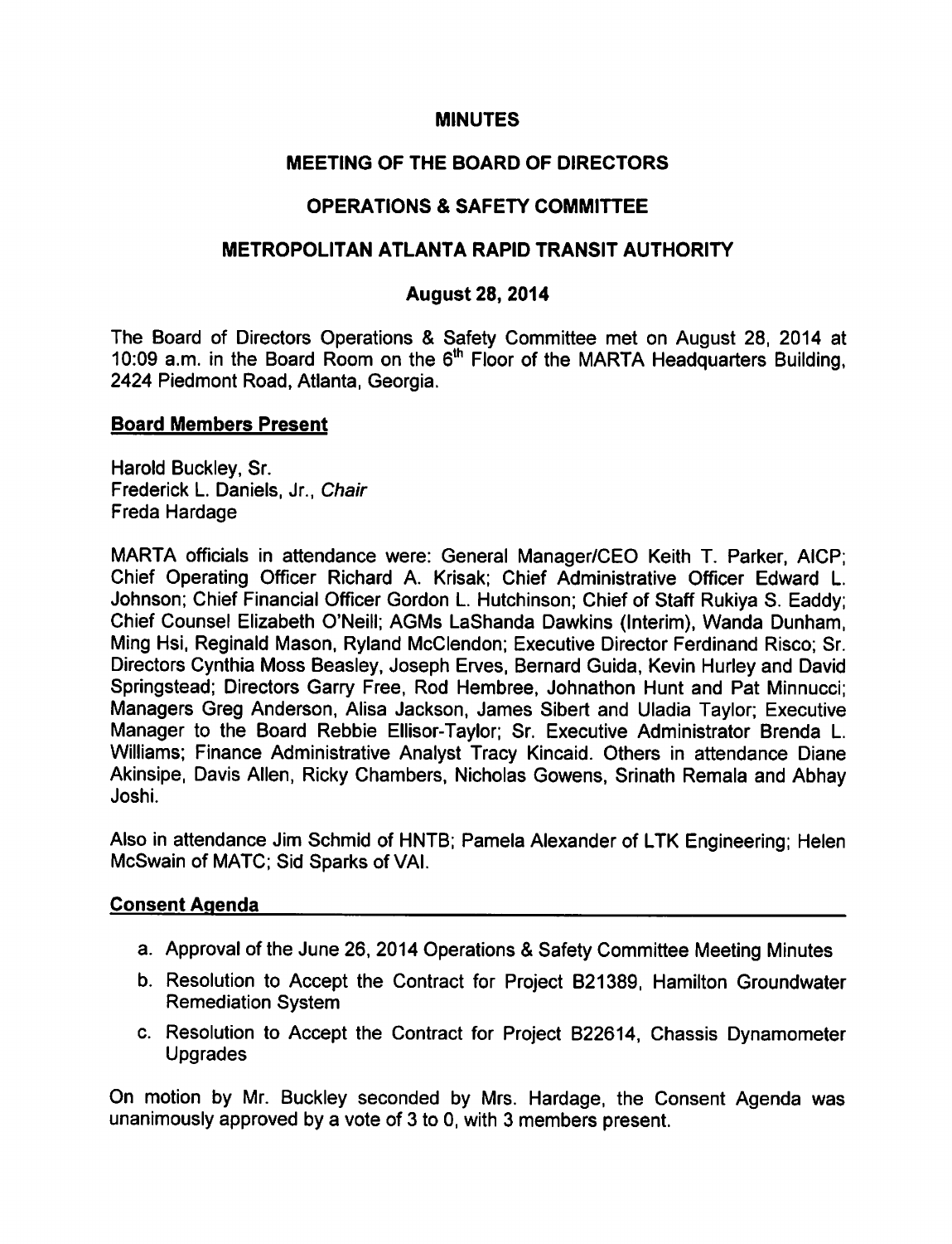# MINUTES

## MEETING OF THE BOARD OF DIRECTORS

## OPERATIONS & SAFETY COMMITTEE

## METROPOLITAN ATLANTA RAPID TRANSIT AUTHORITY

## August 28, 2014

The Board of Directors Operations & Safety Committee met on August 28, 2014 at 10:09 a.m. in the Board Room on the 6th Floor of the MARTA Headquarters Building, 2424 Piedmont Road, Atlanta, Georgia.

**Board Members Present**

Harold Buckley, Sr.
Frederick L. Daniels, Jr., *Chair*
Freda Hardage

MARTA officials in attendance were: General Manager/CEO Keith T. Parker, AICP; Chief Operating Officer Richard A. Krisak; Chief Administrative Officer Edward L. Johnson; Chief Financial Officer Gordon L. Hutchinson; Chief of Staff Rukiya S. Eaddy; Chief Counsel Elizabeth O'Neill; AGMs LaShanda Dawkins (Interim), Wanda Dunham, Ming Hsi, Reginald Mason, Ryland McClendon; Executive Director Ferdinand Risco; Sr. Directors Cynthia Moss Beasley, Joseph Erves, Bernard Guida, Kevin Hurley and David Springstead; Directors Garry Free, Rod Hembree, Johnathon Hunt and Pat Minnucci; Managers Greg Anderson, Alisa Jackson, James Sibert and Uladia Taylor; Executive Manager to the Board Rebbie Ellisor-Taylor; Sr. Executive Administrator Brenda L. Williams; Finance Administrative Analyst Tracy Kincaid. Others in attendance Diane Akinsipe, Davis Allen, Ricky Chambers, Nicholas Gowens, Srinath Remala and Abhay Joshi.

Also in attendance Jim Schmid of HNTB; Pamela Alexander of LTK Engineering; Helen McSwain of MATC; Sid Sparks of VAI.

**Consent Agenda**

a. Approval of the June 26, 2014 Operations & Safety Committee Meeting Minutes
b. Resolution to Accept the Contract for Project B21389, Hamilton Groundwater Remediation System
c. Resolution to Accept the Contract for Project B22614, Chassis Dynamometer Upgrades

On motion by Mr. Buckley seconded by Mrs. Hardage, the Consent Agenda was unanimously approved by a vote of 3 to 0, with 3 members present.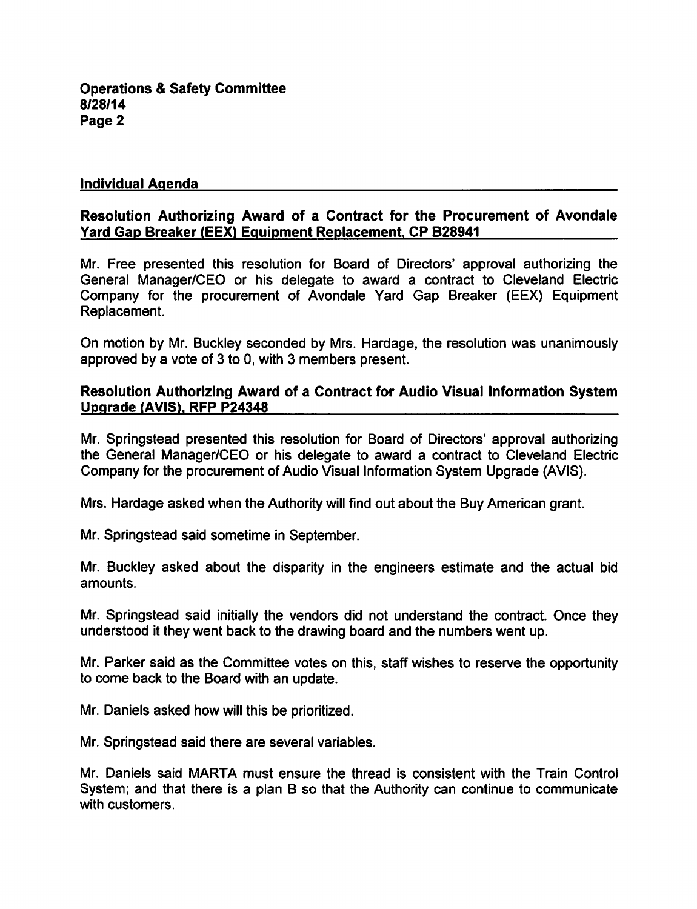## Individual Agenda

### Resolution Authorizing Award of a Contract for the Procurement of Avondale Yard Gap Breaker (EEX) Equipment Replacement, CP B28941

Mr. Free presented this resolution for Board of Directors' approval authorizing the General Manager/CEO or his delegate to award a contract to Cleveland Electric Company for the procurement of Avondale Yard Gap Breaker (EEX) Equipment Replacement.

On motion by Mr. Buckley seconded by Mrs. Hardage, the resolution was unanimously approved by a vote of 3 to 0, with 3 members present.

### Resolution Authorizing Award of a Contract for Audio Visual Information System Upgrade (AVIS), RFP P24348

Mr. Springstead presented this resolution for Board of Directors' approval authorizing the General Manager/CEO or his delegate to award a contract to Cleveland Electric Company for the procurement of Audio Visual Information System Upgrade (AVIS).

Mrs. Hardage asked when the Authority will find out about the Buy American grant.

Mr. Springstead said sometime in September.

Mr. Buckley asked about the disparity in the engineers estimate and the actual bid amounts.

Mr. Springstead said initially the vendors did not understand the contract. Once they understood it they went back to the drawing board and the numbers went up.

Mr. Parker said as the Committee votes on this, staff wishes to reserve the opportunity to come back to the Board with an update.

Mr. Daniels asked how will this be prioritized.

Mr. Springstead said there are several variables.

Mr. Daniels said MARTA must ensure the thread is consistent with the Train Control System; and that there is a plan B so that the Authority can continue to communicate with customers.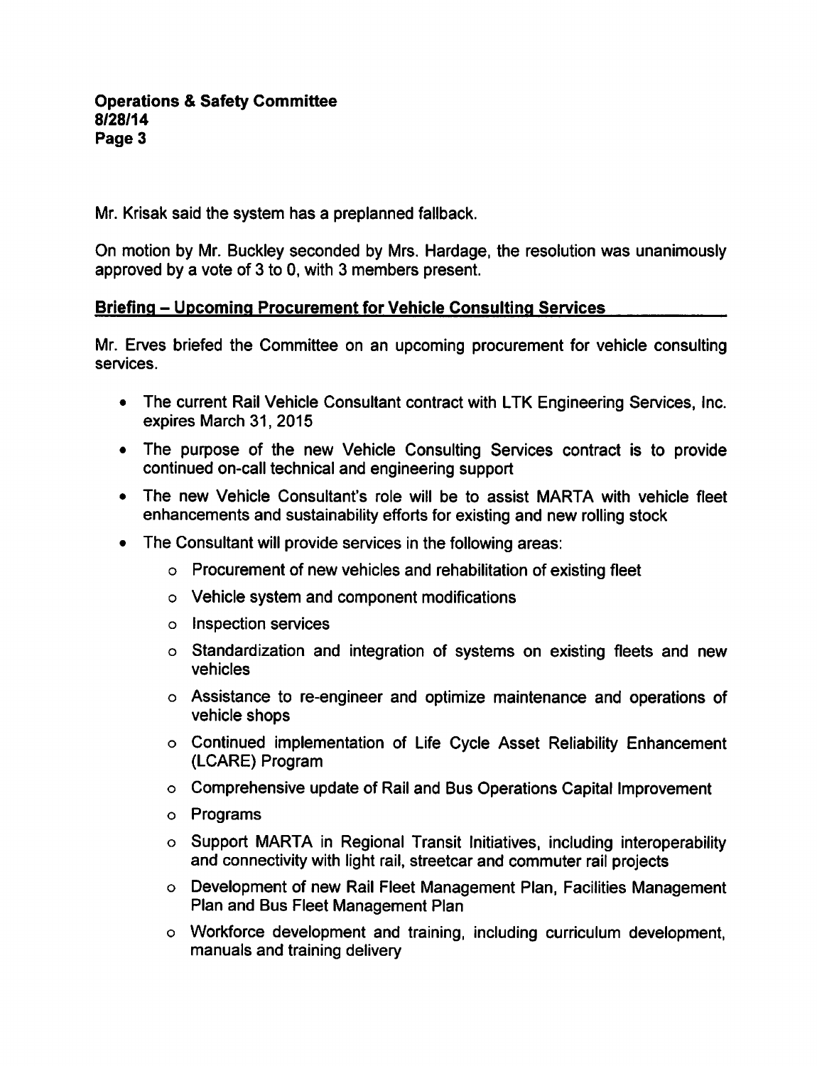Mr. Krisak said the system has a preplanned fallback.

On motion by Mr. Buckley seconded by Mrs. Hardage, the resolution was unanimously approved by a vote of 3 to 0, with 3 members present.

## Briefing – Upcoming Procurement for Vehicle Consulting Services

Mr. Erves briefed the Committee on an upcoming procurement for vehicle consulting services.

- The current Rail Vehicle Consultant contract with LTK Engineering Services, Inc. expires March 31, 2015
- The purpose of the new Vehicle Consulting Services contract is to provide continued on-call technical and engineering support
- The new Vehicle Consultant's role will be to assist MARTA with vehicle fleet enhancements and sustainability efforts for existing and new rolling stock
- The Consultant will provide services in the following areas:
  - Procurement of new vehicles and rehabilitation of existing fleet
  - Vehicle system and component modifications
  - Inspection services
  - Standardization and integration of systems on existing fleets and new vehicles
  - Assistance to re-engineer and optimize maintenance and operations of vehicle shops
  - Continued implementation of Life Cycle Asset Reliability Enhancement (LCARE) Program
  - Comprehensive update of Rail and Bus Operations Capital Improvement
  - Programs
  - Support MARTA in Regional Transit Initiatives, including interoperability and connectivity with light rail, streetcar and commuter rail projects
  - Development of new Rail Fleet Management Plan, Facilities Management Plan and Bus Fleet Management Plan
  - Workforce development and training, including curriculum development, manuals and training delivery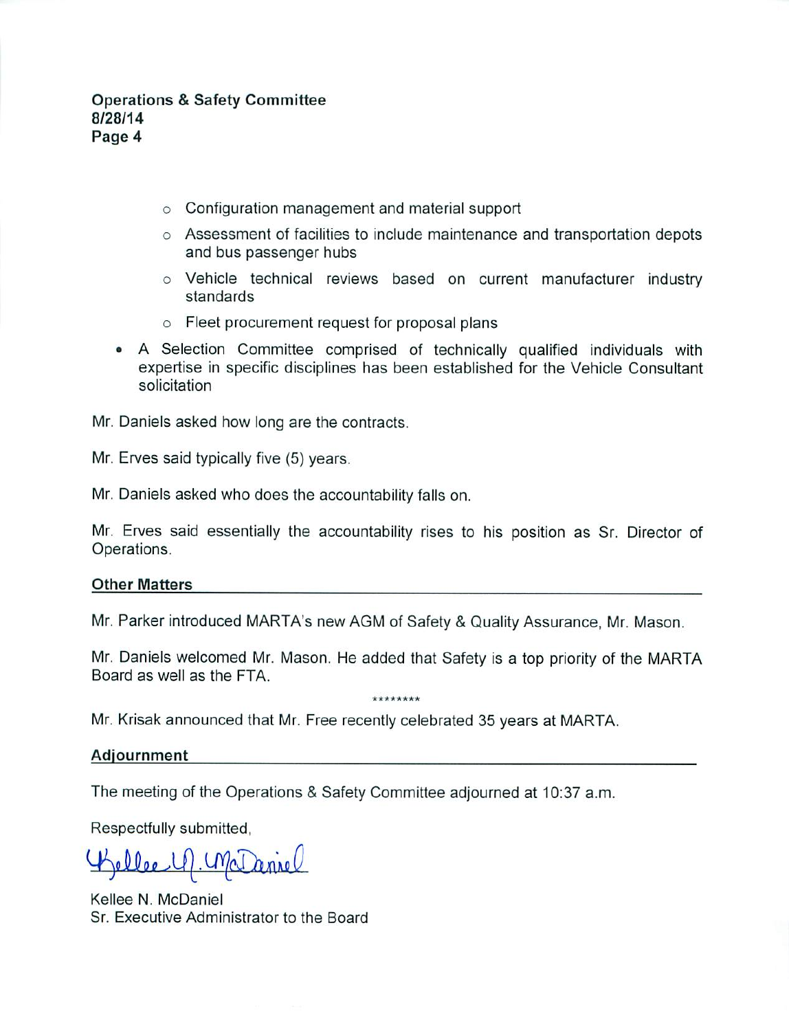- Configuration management and material support
  - Assessment of facilities to include maintenance and transportation depots and bus passenger hubs
  - Vehicle technical reviews based on current manufacturer industry standards
  - Fleet procurement request for proposal plans
- A Selection Committee comprised of technically qualified individuals with expertise in specific disciplines has been established for the Vehicle Consultant solicitation

Mr. Daniels asked how long are the contracts.

Mr. Erves said typically five (5) years.

Mr. Daniels asked who does the accountability falls on.

Mr. Erves said essentially the accountability rises to his position as Sr. Director of Operations.

## Other Matters

Mr. Parker introduced MARTA's new AGM of Safety & Quality Assurance, Mr. Mason.

Mr. Daniels welcomed Mr. Mason. He added that Safety is a top priority of the MARTA Board as well as the FTA.

********

Mr. Krisak announced that Mr. Free recently celebrated 35 years at MARTA.

## Adjournment

The meeting of the Operations & Safety Committee adjourned at 10:37 a.m.

Respectfully submitted,

Kellee N. McDaniel
Sr. Executive Administrator to the Board